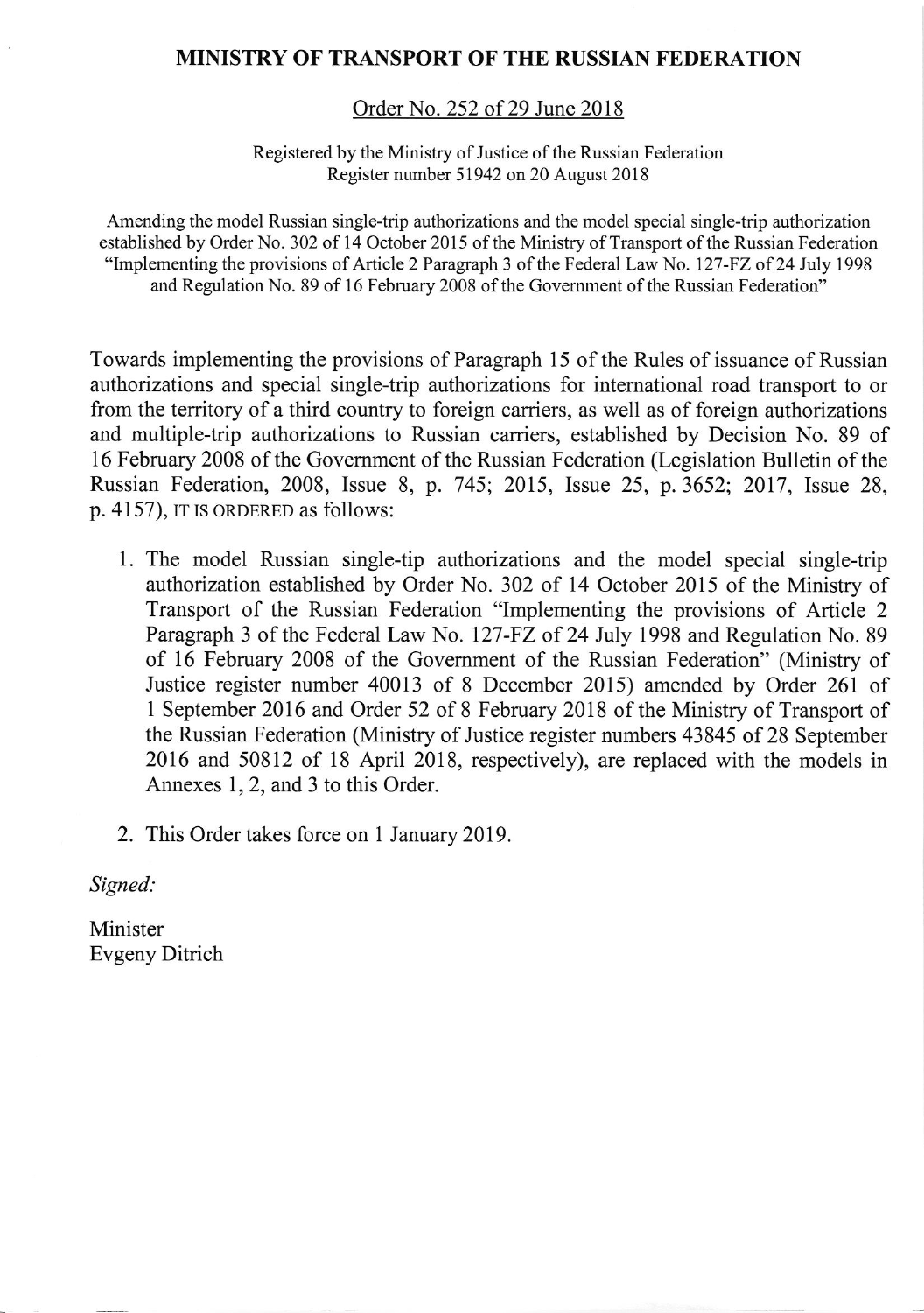# MINISTRY OF TRANSPORT OF THE RUSSIAN FEDERATION

## Order No. 252 of 29 June 2018

Registered by the Ministry of Justice of the Russian Federation
Register number 51942 on 20 August 2018

Amending the model Russian single-trip authorizations and the model special single-trip authorization established by Order No. 302 of 14 October 2015 of the Ministry of Transport of the Russian Federation "Implementing the provisions of Article 2 Paragraph 3 of the Federal Law No. 127-FZ of 24 July 1998 and Regulation No. 89 of 16 February 2008 of the Government of the Russian Federation"

Towards implementing the provisions of Paragraph 15 of the Rules of issuance of Russian authorizations and special single-trip authorizations for international road transport to or from the territory of a third country to foreign carriers, as well as of foreign authorizations and multiple-trip authorizations to Russian carriers, established by Decision No. 89 of 16 February 2008 of the Government of the Russian Federation (Legislation Bulletin of the Russian Federation, 2008, Issue 8, p. 745; 2015, Issue 25, p. 3652; 2017, Issue 28, p. 4157), IT IS ORDERED as follows:

1. The model Russian single-tip authorizations and the model special single-trip authorization established by Order No. 302 of 14 October 2015 of the Ministry of Transport of the Russian Federation "Implementing the provisions of Article 2 Paragraph 3 of the Federal Law No. 127-FZ of 24 July 1998 and Regulation No. 89 of 16 February 2008 of the Government of the Russian Federation" (Ministry of Justice register number 40013 of 8 December 2015) amended by Order 261 of 1 September 2016 and Order 52 of 8 February 2018 of the Ministry of Transport of the Russian Federation (Ministry of Justice register numbers 43845 of 28 September 2016 and 50812 of 18 April 2018, respectively), are replaced with the models in Annexes 1, 2, and 3 to this Order.
2. This Order takes force on 1 January 2019.

*Signed:*

Minister
Evgeny Ditrich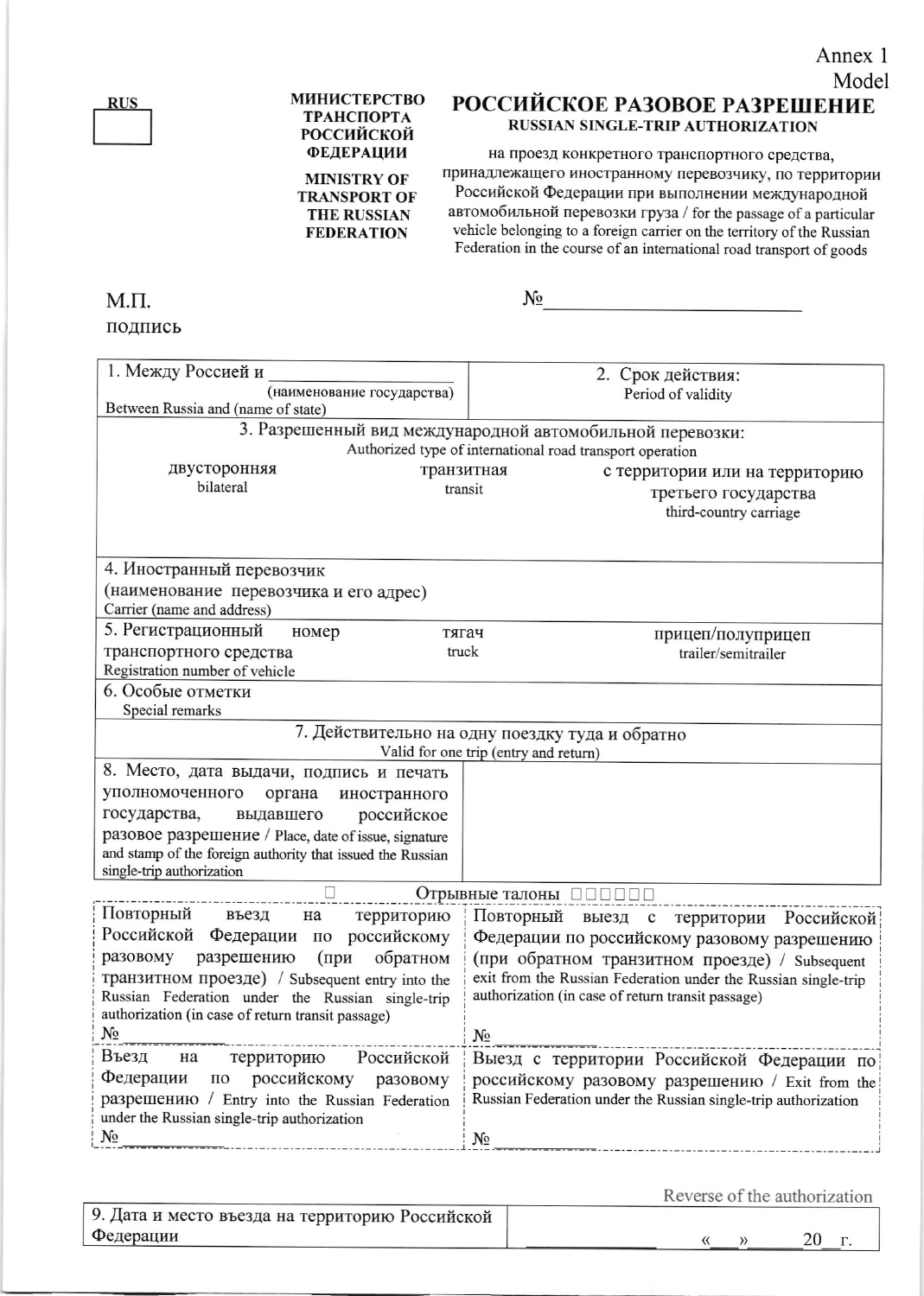Annex 1
Model

**RUS**

**МИНИСТЕРСТВО ТРАНСПОРТА РОССИЙСКОЙ ФЕДЕРАЦИИ**

**MINISTRY OF TRANSPORT OF THE RUSSIAN FEDERATION**

# РОССИЙСКОЕ РАЗОВОЕ РАЗРЕШЕНИЕ

**RUSSIAN SINGLE-TRIP AUTHORIZATION**

на проезд конкретного транспортного средства, принадлежащего иностранному перевозчику, по территории Российской Федерации при выполнении международной автомобильной перевозки груза / for the passage of a particular vehicle belonging to a foreign carrier on the territory of the Russian Federation in the course of an international road transport of goods

М.П.

подпись

№ ____________________

| | | |
|---|---|---|
| 1. Между Россией и ____________________ (наименование государства) Between Russia and (name of state) | | 2. Срок действия: Period of validity |
| 3. Разрешенный вид международной автомобильной перевозки: Authorized type of international road transport operation | | |
| двусторонняя bilateral | транзитная transit | с территории или на территорию третьего государства third-country carriage |
| 4. Иностранный перевозчик (наименование перевозчика и его адрес) Carrier (name and address) | | |
| 5. Регистрационный номер транспортного средства Registration number of vehicle | тягач truck | прицеп/полуприцеп trailer/semitrailer |
| 6. Особые отметки Special remarks | | |
| 7. Действительно на одну поездку туда и обратно Valid for one trip (entry and return) | | |
| 8. Место, дата выдачи, подпись и печать уполномоченного органа иностранного государства, выдавшего российское разовое разрешение / Place, date of issue, signature and stamp of the foreign authority that issued the Russian single-trip authorization | | |

Отрывные талоны

| | |
|---|---|
| Повторный въезд на территорию Российской Федерации по российскому разовому разрешению (при обратном транзитном проезде) / Subsequent entry into the Russian Federation under the Russian single-trip authorization (in case of return transit passage) № ____________ | Повторный выезд с территории Российской Федерации по российскому разовому разрешению (при обратном транзитном проезде) / Subsequent exit from the Russian Federation under the Russian single-trip authorization (in case of return transit passage) № ____________ |
| Въезд на территорию Российской Федерации по российскому разовому разрешению / Entry into the Russian Federation under the Russian single-trip authorization № ____________ | Выезд с территории Российской Федерации по российскому разовому разрешению / Exit from the Russian Federation under the Russian single-trip authorization № ____________ |

Reverse of the authorization

| | |
|---|---|
| 9. Дата и место въезда на территорию Российской Федерации | ____________ «___» ______ 20__ г. |